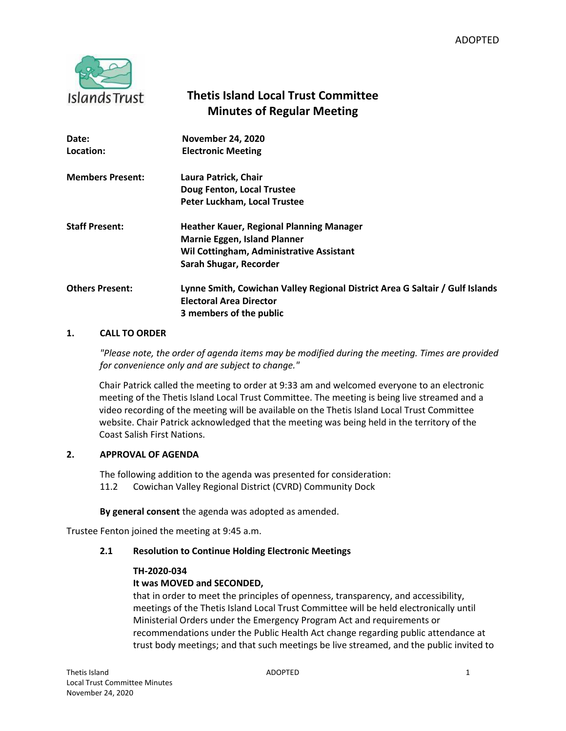ADOPTED

# Thetis Island Local Trust Committee
## Minutes of Regular Meeting

| | |
|---|---|
| **Date:** | **November 24, 2020** |
| **Location:** | **Electronic Meeting** |
| **Members Present:** | **Laura Patrick, Chair**<br>**Doug Fenton, Local Trustee**<br>**Peter Luckham, Local Trustee** |
| **Staff Present:** | **Heather Kauer, Regional Planning Manager**<br>**Marnie Eggen, Island Planner**<br>**Wil Cottingham, Administrative Assistant**<br>**Sarah Shugar, Recorder** |
| **Others Present:** | **Lynne Smith, Cowichan Valley Regional District Area G Saltair / Gulf Islands Electoral Area Director**<br>**3 members of the public** |

### 1. CALL TO ORDER

*"Please note, the order of agenda items may be modified during the meeting. Times are provided for convenience only and are subject to change."*

Chair Patrick called the meeting to order at 9:33 am and welcomed everyone to an electronic meeting of the Thetis Island Local Trust Committee. The meeting is being live streamed and a video recording of the meeting will be available on the Thetis Island Local Trust Committee website. Chair Patrick acknowledged that the meeting was being held in the territory of the Coast Salish First Nations.

### 2. APPROVAL OF AGENDA

The following addition to the agenda was presented for consideration:
11.2 Cowichan Valley Regional District (CVRD) Community Dock

**By general consent** the agenda was adopted as amended.

Trustee Fenton joined the meeting at 9:45 a.m.

#### 2.1 Resolution to Continue Holding Electronic Meetings

**TH-2020-034**
**It was MOVED and SECONDED,**
that in order to meet the principles of openness, transparency, and accessibility, meetings of the Thetis Island Local Trust Committee will be held electronically until Ministerial Orders under the Emergency Program Act and requirements or recommendations under the Public Health Act change regarding public attendance at trust body meetings; and that such meetings be live streamed, and the public invited to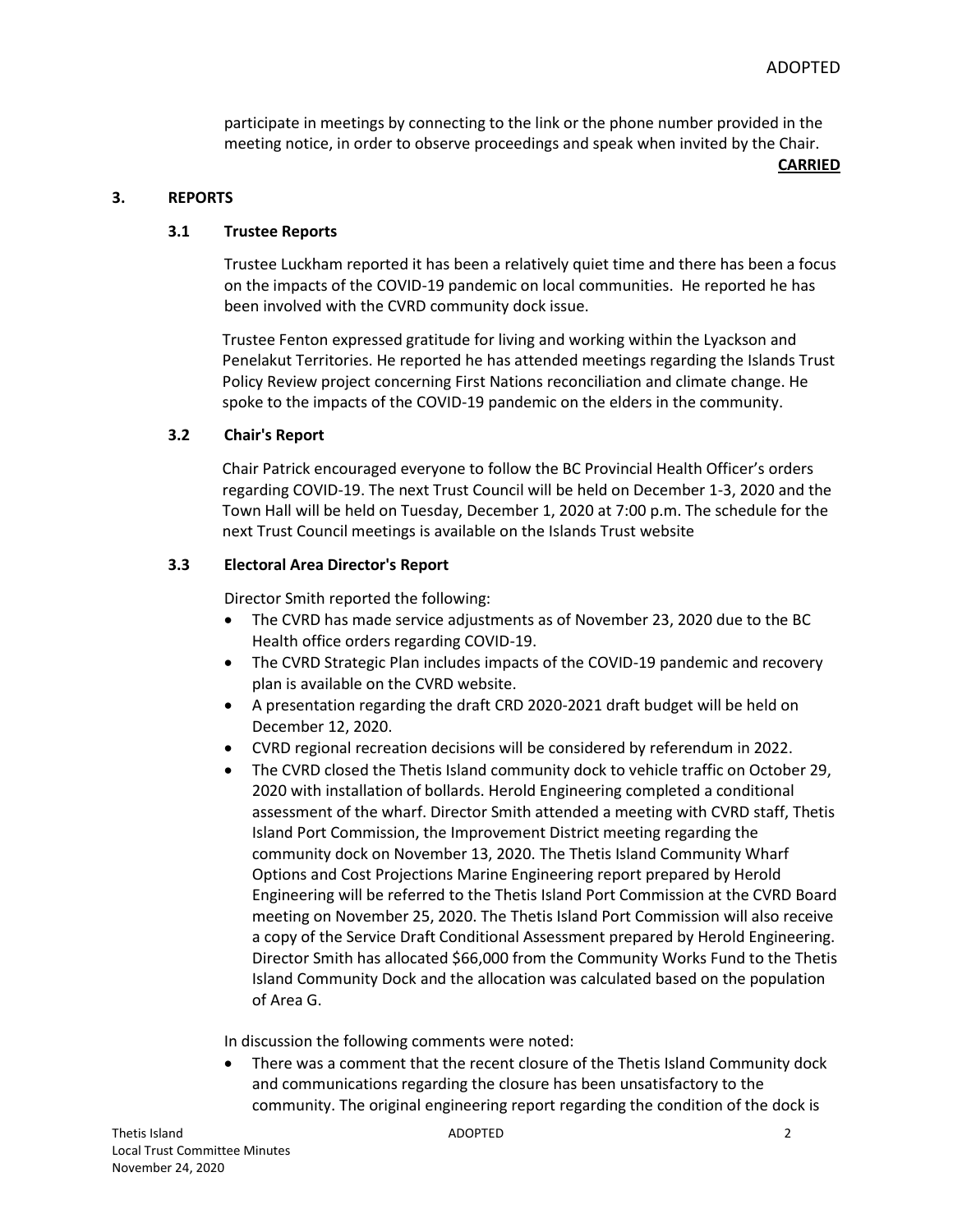participate in meetings by connecting to the link or the phone number provided in the meeting notice, in order to observe proceedings and speak when invited by the Chair.

**CARRIED**

## 3. REPORTS

### 3.1 Trustee Reports

Trustee Luckham reported it has been a relatively quiet time and there has been a focus on the impacts of the COVID-19 pandemic on local communities. He reported he has been involved with the CVRD community dock issue.

Trustee Fenton expressed gratitude for living and working within the Lyackson and Penelakut Territories. He reported he has attended meetings regarding the Islands Trust Policy Review project concerning First Nations reconciliation and climate change. He spoke to the impacts of the COVID-19 pandemic on the elders in the community.

### 3.2 Chair's Report

Chair Patrick encouraged everyone to follow the BC Provincial Health Officer's orders regarding COVID-19. The next Trust Council will be held on December 1-3, 2020 and the Town Hall will be held on Tuesday, December 1, 2020 at 7:00 p.m. The schedule for the next Trust Council meetings is available on the Islands Trust website

### 3.3 Electoral Area Director's Report

Director Smith reported the following:

- The CVRD has made service adjustments as of November 23, 2020 due to the BC Health office orders regarding COVID-19.
- The CVRD Strategic Plan includes impacts of the COVID-19 pandemic and recovery plan is available on the CVRD website.
- A presentation regarding the draft CRD 2020-2021 draft budget will be held on December 12, 2020.
- CVRD regional recreation decisions will be considered by referendum in 2022.
- The CVRD closed the Thetis Island community dock to vehicle traffic on October 29, 2020 with installation of bollards. Herold Engineering completed a conditional assessment of the wharf. Director Smith attended a meeting with CVRD staff, Thetis Island Port Commission, the Improvement District meeting regarding the community dock on November 13, 2020. The Thetis Island Community Wharf Options and Cost Projections Marine Engineering report prepared by Herold Engineering will be referred to the Thetis Island Port Commission at the CVRD Board meeting on November 25, 2020. The Thetis Island Port Commission will also receive a copy of the Service Draft Conditional Assessment prepared by Herold Engineering. Director Smith has allocated $66,000 from the Community Works Fund to the Thetis Island Community Dock and the allocation was calculated based on the population of Area G.

In discussion the following comments were noted:

- There was a comment that the recent closure of the Thetis Island Community dock and communications regarding the closure has been unsatisfactory to the community. The original engineering report regarding the condition of the dock is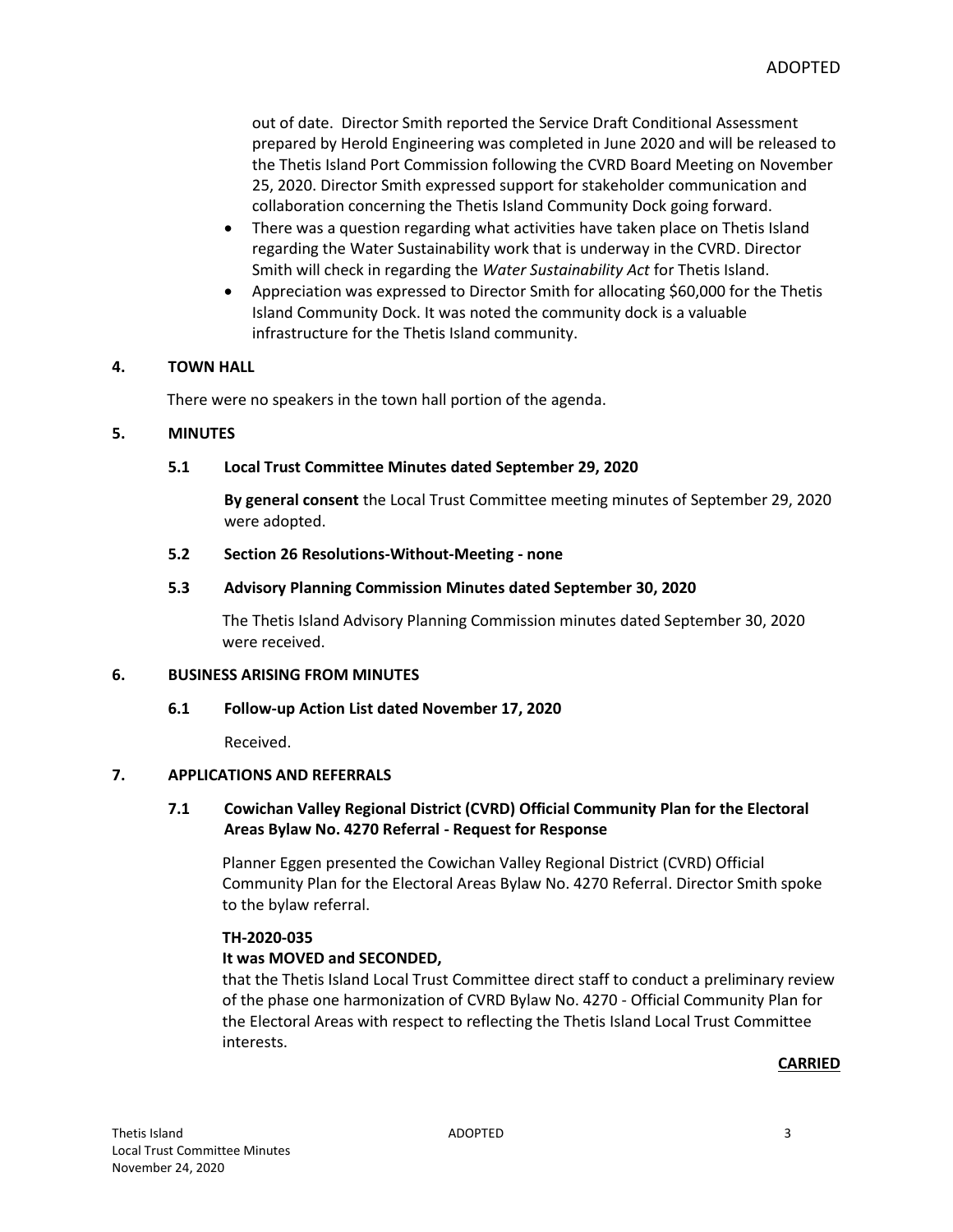out of date. Director Smith reported the Service Draft Conditional Assessment prepared by Herold Engineering was completed in June 2020 and will be released to the Thetis Island Port Commission following the CVRD Board Meeting on November 25, 2020. Director Smith expressed support for stakeholder communication and collaboration concerning the Thetis Island Community Dock going forward.

- There was a question regarding what activities have taken place on Thetis Island regarding the Water Sustainability work that is underway in the CVRD. Director Smith will check in regarding the *Water Sustainability Act* for Thetis Island.
- Appreciation was expressed to Director Smith for allocating $60,000 for the Thetis Island Community Dock. It was noted the community dock is a valuable infrastructure for the Thetis Island community.

## 4. TOWN HALL

There were no speakers in the town hall portion of the agenda.

## 5. MINUTES

### 5.1 Local Trust Committee Minutes dated September 29, 2020

**By general consent** the Local Trust Committee meeting minutes of September 29, 2020 were adopted.

### 5.2 Section 26 Resolutions-Without-Meeting - none

### 5.3 Advisory Planning Commission Minutes dated September 30, 2020

The Thetis Island Advisory Planning Commission minutes dated September 30, 2020 were received.

## 6. BUSINESS ARISING FROM MINUTES

### 6.1 Follow-up Action List dated November 17, 2020

Received.

## 7. APPLICATIONS AND REFERRALS

### 7.1 Cowichan Valley Regional District (CVRD) Official Community Plan for the Electoral Areas Bylaw No. 4270 Referral - Request for Response

Planner Eggen presented the Cowichan Valley Regional District (CVRD) Official Community Plan for the Electoral Areas Bylaw No. 4270 Referral. Director Smith spoke to the bylaw referral.

**TH-2020-035**

**It was MOVED and SECONDED,**

that the Thetis Island Local Trust Committee direct staff to conduct a preliminary review of the phase one harmonization of CVRD Bylaw No. 4270 - Official Community Plan for the Electoral Areas with respect to reflecting the Thetis Island Local Trust Committee interests.

**CARRIED**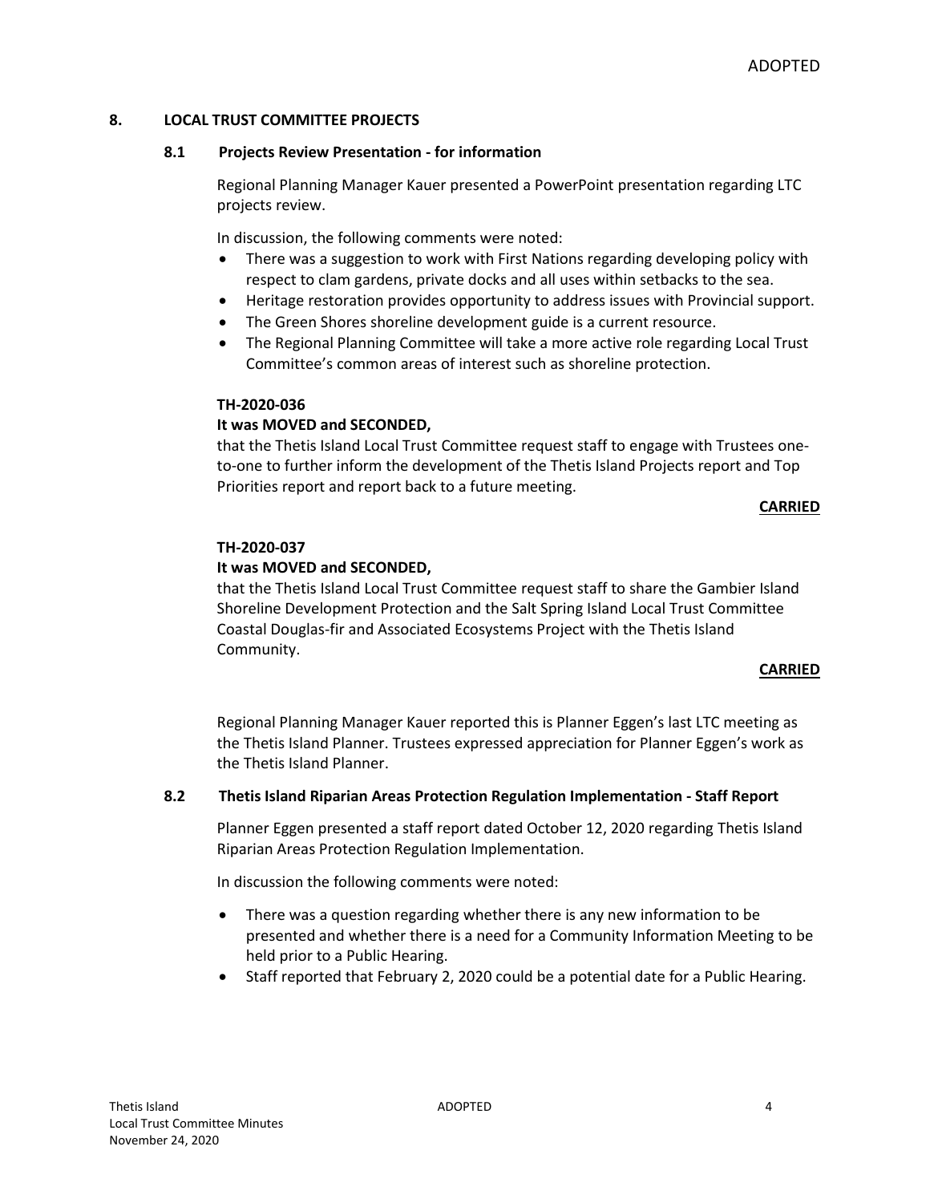## 8. LOCAL TRUST COMMITTEE PROJECTS

### 8.1 Projects Review Presentation - for information

Regional Planning Manager Kauer presented a PowerPoint presentation regarding LTC projects review.

In discussion, the following comments were noted:

- There was a suggestion to work with First Nations regarding developing policy with respect to clam gardens, private docks and all uses within setbacks to the sea.
- Heritage restoration provides opportunity to address issues with Provincial support.
- The Green Shores shoreline development guide is a current resource.
- The Regional Planning Committee will take a more active role regarding Local Trust Committee's common areas of interest such as shoreline protection.

**TH-2020-036**

**It was MOVED and SECONDED,**

that the Thetis Island Local Trust Committee request staff to engage with Trustees one-to-one to further inform the development of the Thetis Island Projects report and Top Priorities report and report back to a future meeting.

**CARRIED**

**TH-2020-037**

**It was MOVED and SECONDED,**

that the Thetis Island Local Trust Committee request staff to share the Gambier Island Shoreline Development Protection and the Salt Spring Island Local Trust Committee Coastal Douglas-fir and Associated Ecosystems Project with the Thetis Island Community.

**CARRIED**

Regional Planning Manager Kauer reported this is Planner Eggen's last LTC meeting as the Thetis Island Planner. Trustees expressed appreciation for Planner Eggen's work as the Thetis Island Planner.

### 8.2 Thetis Island Riparian Areas Protection Regulation Implementation - Staff Report

Planner Eggen presented a staff report dated October 12, 2020 regarding Thetis Island Riparian Areas Protection Regulation Implementation.

In discussion the following comments were noted:

- There was a question regarding whether there is any new information to be presented and whether there is a need for a Community Information Meeting to be held prior to a Public Hearing.
- Staff reported that February 2, 2020 could be a potential date for a Public Hearing.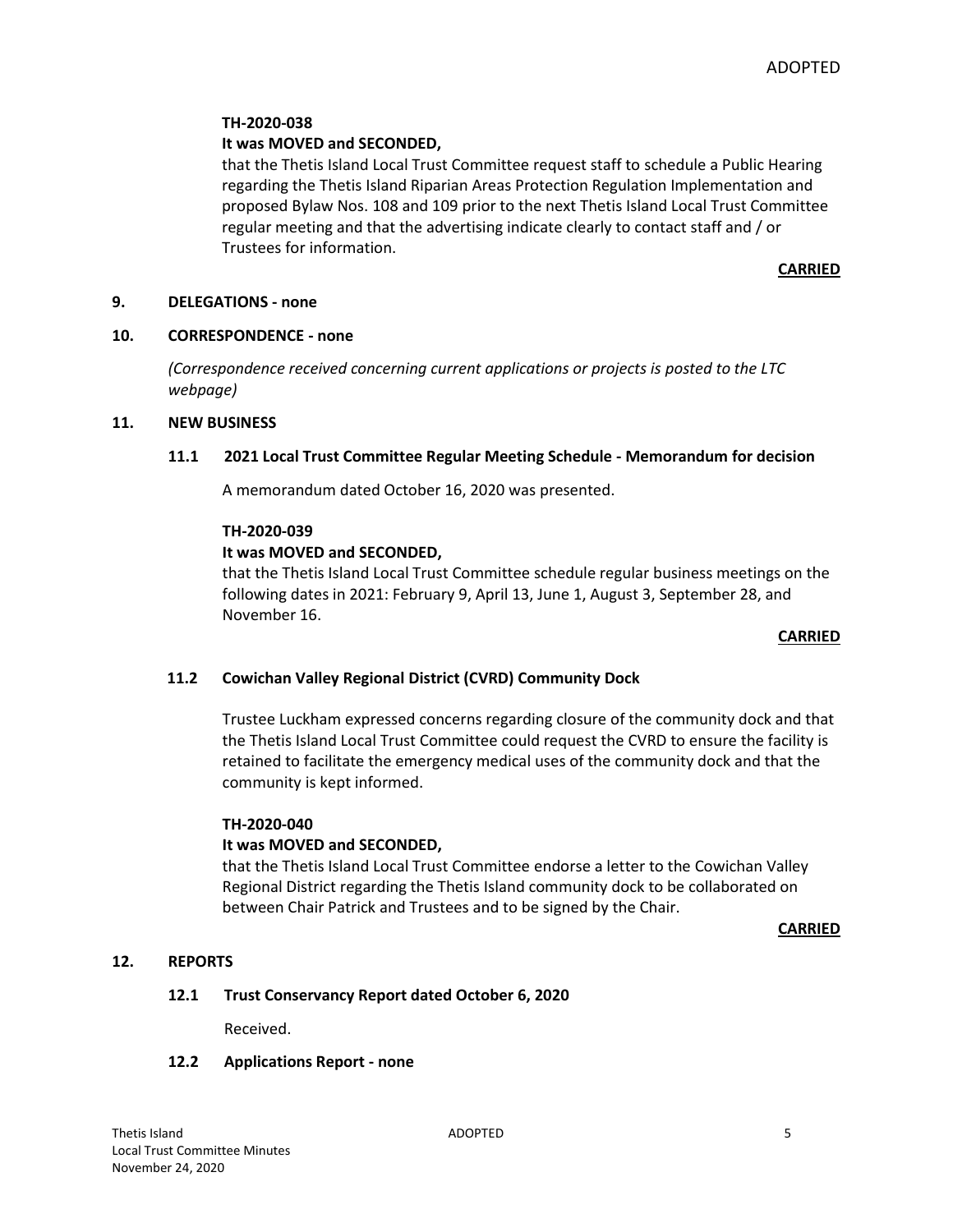**TH-2020-038**

**It was MOVED and SECONDED,**

that the Thetis Island Local Trust Committee request staff to schedule a Public Hearing regarding the Thetis Island Riparian Areas Protection Regulation Implementation and proposed Bylaw Nos. 108 and 109 prior to the next Thetis Island Local Trust Committee regular meeting and that the advertising indicate clearly to contact staff and / or Trustees for information.

**CARRIED**

## 9. DELEGATIONS - none

## 10. CORRESPONDENCE - none

*(Correspondence received concerning current applications or projects is posted to the LTC webpage)*

## 11. NEW BUSINESS

### 11.1 2021 Local Trust Committee Regular Meeting Schedule - Memorandum for decision

A memorandum dated October 16, 2020 was presented.

**TH-2020-039**

**It was MOVED and SECONDED,**

that the Thetis Island Local Trust Committee schedule regular business meetings on the following dates in 2021: February 9, April 13, June 1, August 3, September 28, and November 16.

**CARRIED**

### 11.2 Cowichan Valley Regional District (CVRD) Community Dock

Trustee Luckham expressed concerns regarding closure of the community dock and that the Thetis Island Local Trust Committee could request the CVRD to ensure the facility is retained to facilitate the emergency medical uses of the community dock and that the community is kept informed.

**TH-2020-040**

**It was MOVED and SECONDED,**

that the Thetis Island Local Trust Committee endorse a letter to the Cowichan Valley Regional District regarding the Thetis Island community dock to be collaborated on between Chair Patrick and Trustees and to be signed by the Chair.

**CARRIED**

## 12. REPORTS

### 12.1 Trust Conservancy Report dated October 6, 2020

Received.

### 12.2 Applications Report - none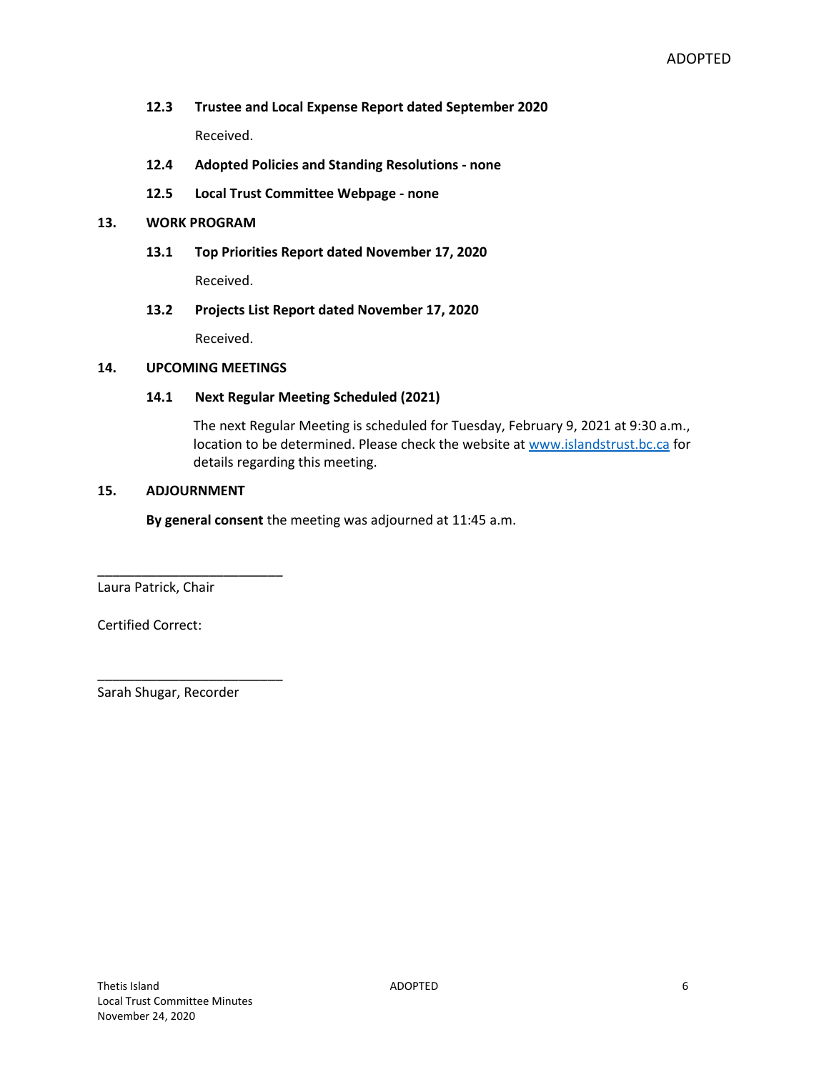**12.3 Trustee and Local Expense Report dated September 2020**

Received.

**12.4 Adopted Policies and Standing Resolutions - none**

**12.5 Local Trust Committee Webpage - none**

## 13. WORK PROGRAM

**13.1 Top Priorities Report dated November 17, 2020**

Received.

**13.2 Projects List Report dated November 17, 2020**

Received.

## 14. UPCOMING MEETINGS

**14.1 Next Regular Meeting Scheduled (2021)**

The next Regular Meeting is scheduled for Tuesday, February 9, 2021 at 9:30 a.m., location to be determined. Please check the website at www.islandstrust.bc.ca for details regarding this meeting.

## 15. ADJOURNMENT

**By general consent** the meeting was adjourned at 11:45 a.m.

_________________________
Laura Patrick, Chair

Certified Correct:

_________________________
Sarah Shugar, Recorder